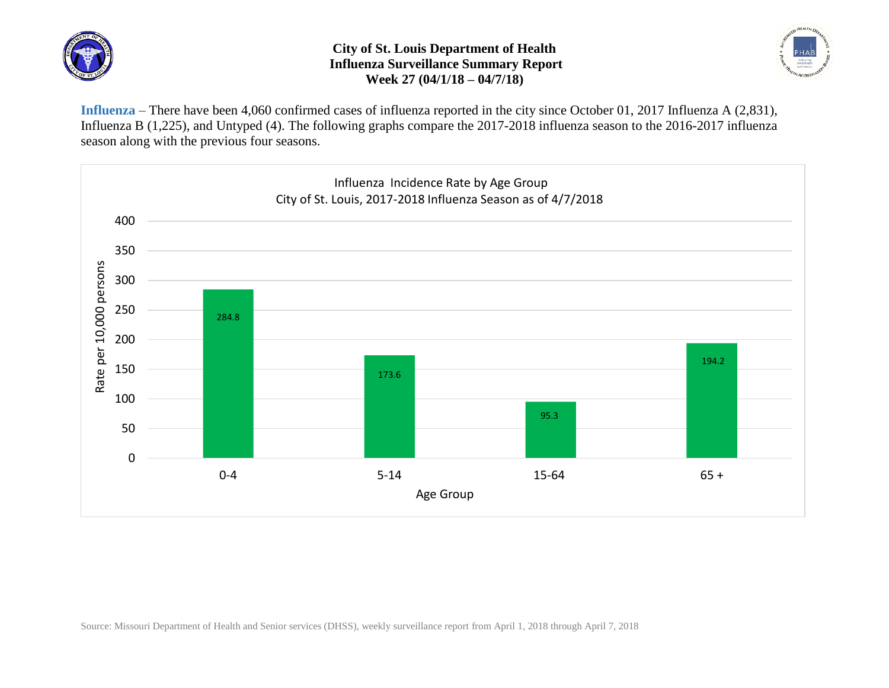# City of St. Louis Department of Health
## Influenza Surveillance Summary Report
### Week 27 (04/1/18 – 04/7/18)

**Influenza** – There have been 4,060 confirmed cases of influenza reported in the city since October 01, 2017 Influenza A (2,831), Influenza B (1,225), and Untyped (4). The following graphs compare the 2017-2018 influenza season to the 2016-2017 influenza season along with the previous four seasons.

Influenza Incidence Rate by Age Group
City of St. Louis, 2017-2018 Influenza Season as of 4/7/2018

| Age Group | Rate per 10,000 persons |
|---|---|
| 0-4 | 284.8 |
| 5-14 | 173.6 |
| 15-64 | 95.3 |
| 65 + | 194.2 |

Source: Missouri Department of Health and Senior services (DHSS), weekly surveillance report from April 1, 2018 through April 7, 2018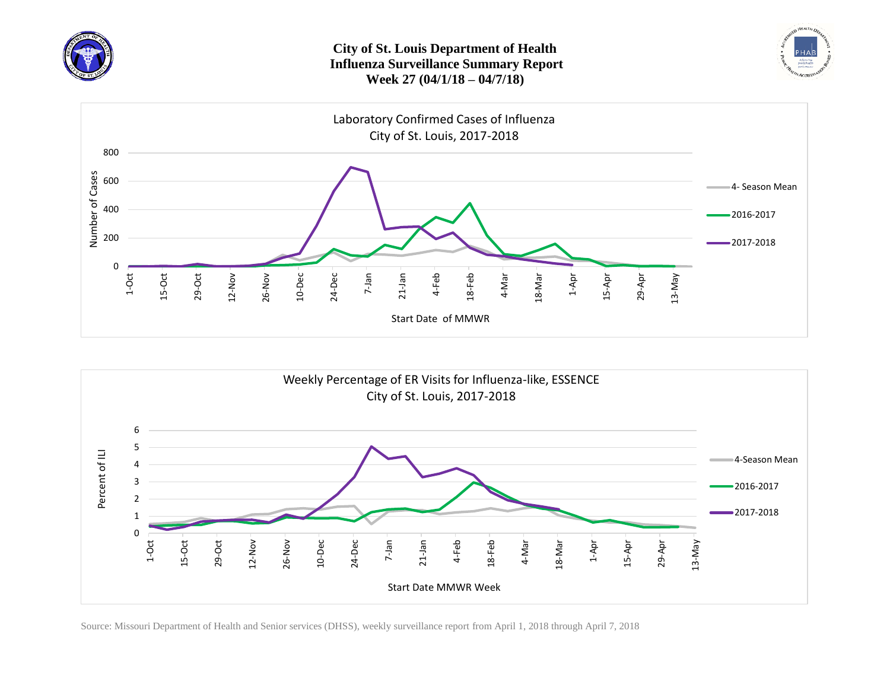# City of St. Louis Department of Health
## Influenza Surveillance Summary Report
### Week 27 (04/1/18 – 04/7/18)

Laboratory Confirmed Cases of Influenza
City of St. Louis, 2017-2018

Number of Cases

800
600
400
200
0

1-Oct 15-Oct 29-Oct 12-Nov 26-Nov 10-Dec 24-Dec 7-Jan 21-Jan 4-Feb 18-Feb 4-Mar 18-Mar 1-Apr 15-Apr 29-Apr 13-May

Start Date of MMWR

4- Season Mean
2016-2017
2017-2018

Weekly Percentage of ER Visits for Influenza-like, ESSENCE
City of St. Louis, 2017-2018

Percent of ILI

6
5
4
3
2
1
0

1-Oct 15-Oct 29-Oct 12-Nov 26-Nov 10-Dec 24-Dec 7-Jan 21-Jan 4-Feb 18-Feb 4-Mar 18-Mar 1-Apr 15-Apr 29-Apr 13-May

Start Date MMWR Week

4-Season Mean
2016-2017
2017-2018

Source: Missouri Department of Health and Senior services (DHSS), weekly surveillance report from April 1, 2018 through April 7, 2018